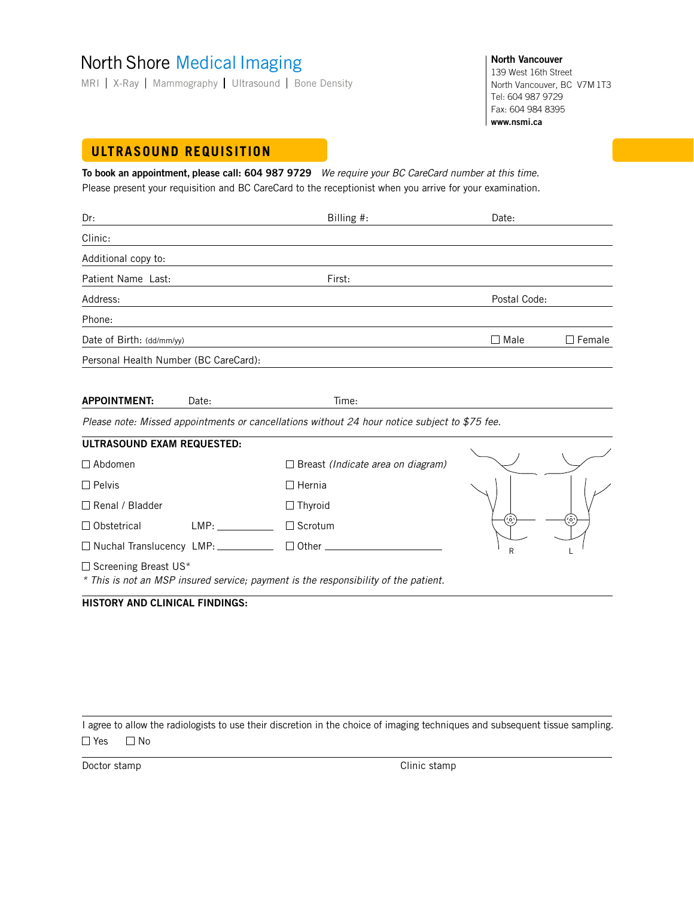# North Shore Medical Imaging

MRI | X-Ray | Mammography | Ultrasound | Bone Density

**North Vancouver**
139 West 16th Street
North Vancouver, BC V7M 1T3
Tel: 604 987 9729
Fax: 604 984 8395
**www.nsmi.ca**

## ULTRASOUND REQUISITION

**To book an appointment, please call: 604 987 9729** *We require your BC CareCard number at this time.*
Please present your requisition and BC CareCard to the receptionist when you arrive for your examination.

Dr: Billing #: Date:

Clinic:

Additional copy to:

Patient Name Last: First:

Address: Postal Code:

Phone:

Date of Birth: (dd/mm/yy) ☐ Male ☐ Female

Personal Health Number (BC CareCard):

**APPOINTMENT:** Date: Time:

*Please note: Missed appointments or cancellations without 24 hour notice subject to $75 fee.*

**ULTRASOUND EXAM REQUESTED:**

- ☐ Abdomen
- ☐ Pelvis
- ☐ Renal / Bladder
- ☐ Obstetrical LMP: ___________
- ☐ Nuchal Translucency LMP: ___________
- ☐ Screening Breast US*
- ☐ Breast *(Indicate area on diagram)*
- ☐ Hernia
- ☐ Thyroid
- ☐ Scrotum
- ☐ Other ______________________

R L

*\* This is not an MSP insured service; payment is the responsibility of the patient.*

**HISTORY AND CLINICAL FINDINGS:**

I agree to allow the radiologists to use their discretion in the choice of imaging techniques and subsequent tissue sampling.
☐ Yes ☐ No

Doctor stamp Clinic stamp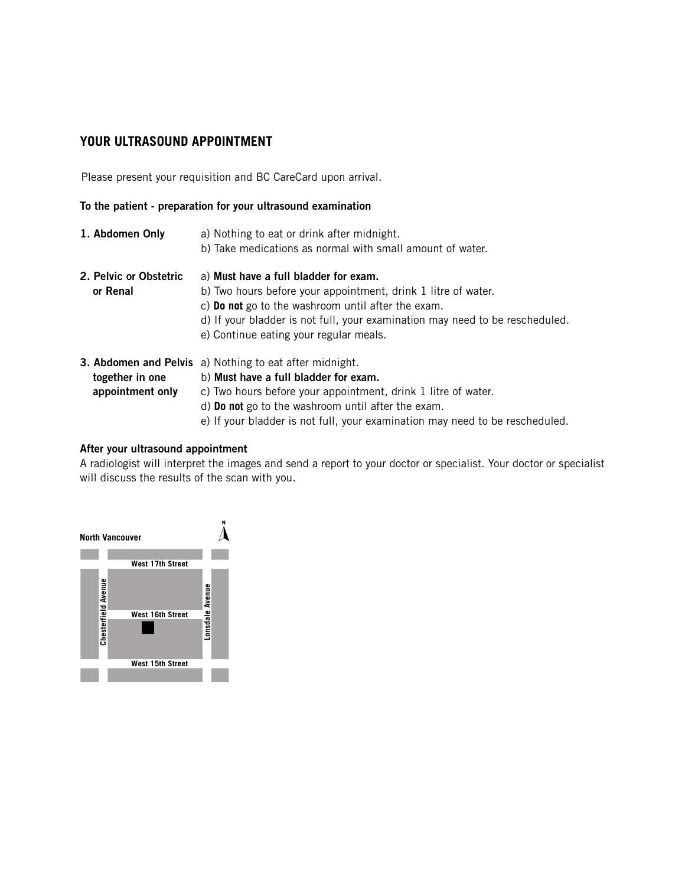## YOUR ULTRASOUND APPOINTMENT

Please present your requisition and BC CareCard upon arrival.

**To the patient - preparation for your ultrasound examination**

| | |
|---|---|
| **1. Abdomen Only** | a) Nothing to eat or drink after midnight.<br>b) Take medications as normal with small amount of water. |
| **2. Pelvic or Obstetric or Renal** | a) **Must have a full bladder for exam.**<br>b) Two hours before your appointment, drink 1 litre of water.<br>c) **Do not** go to the washroom until after the exam.<br>d) If your bladder is not full, your examination may need to be rescheduled.<br>e) Continue eating your regular meals. |
| **3. Abdomen and Pelvis together in one appointment only** | a) Nothing to eat after midnight.<br>b) **Must have a full bladder for exam.**<br>c) Two hours before your appointment, drink 1 litre of water.<br>d) **Do not** go to the washroom until after the exam.<br>e) If your bladder is not full, your examination may need to be rescheduled. |

**After your ultrasound appointment**

A radiologist will interpret the images and send a report to your doctor or specialist. Your doctor or specialist will discuss the results of the scan with you.

**North Vancouver**

N

West 17th Street

West 16th Street

West 15th Street

Chesterfield Avenue

Lonsdale Avenue